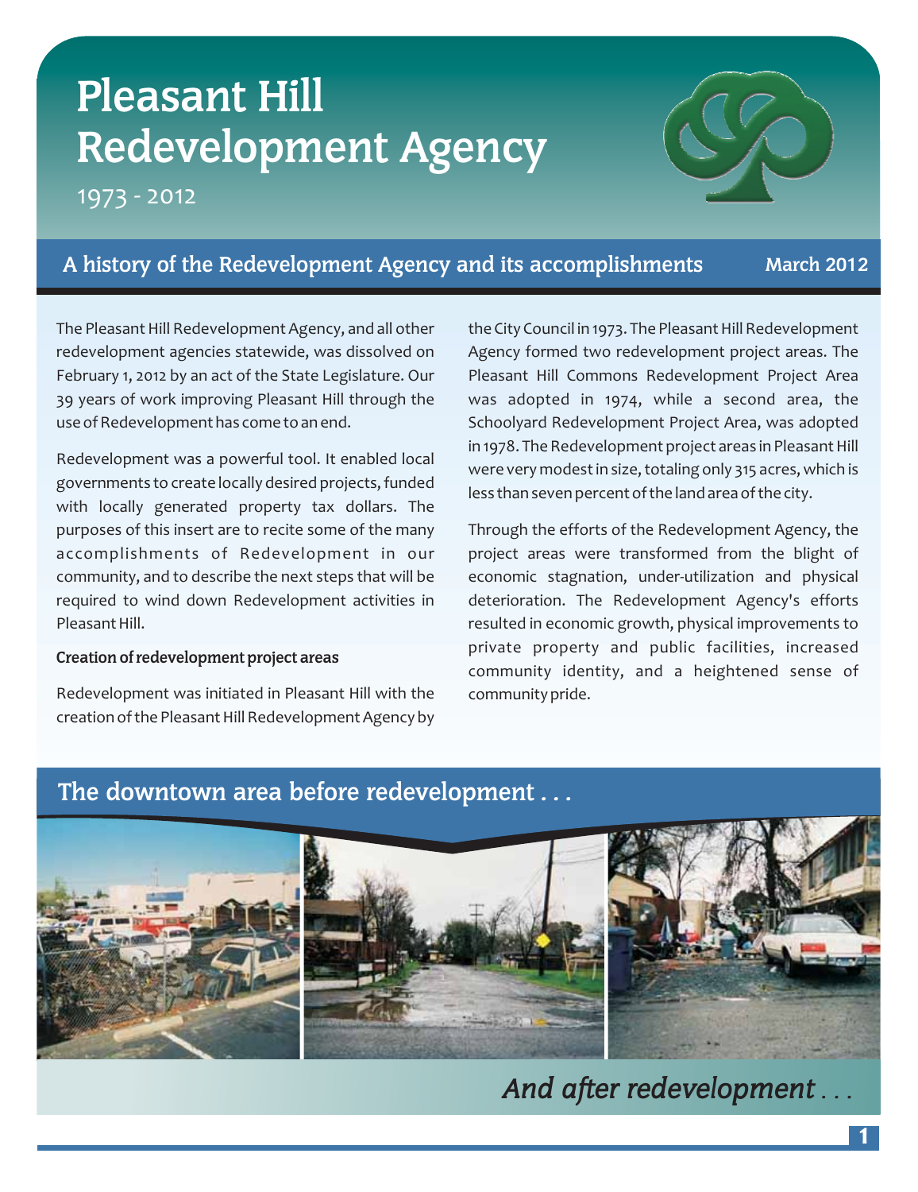# Pleasant Hill Redevelopment Agency

1973 - 2012

## A history of the Redevelopment Agency and its accomplishments

March 2012

The Pleasant Hill Redevelopment Agency, and all other redevelopment agencies statewide, was dissolved on February 1, 2012 by an act of the State Legislature. Our 39 years of work improving Pleasant Hill through the use of Redevelopment has come to an end.

Redevelopment was a powerful tool. It enabled local governments to create locally desired projects, funded with locally generated property tax dollars. The purposes of this insert are to recite some of the many accomplishments of Redevelopment in our community, and to describe the next steps that will be required to wind down Redevelopment activities in Pleasant Hill.

### Creation of redevelopment project areas

Redevelopment was initiated in Pleasant Hill with the creation of the Pleasant Hill Redevelopment Agency by the City Council in 1973. The Pleasant Hill Redevelopment Agency formed two redevelopment project areas. The Pleasant Hill Commons Redevelopment Project Area was adopted in 1974, while a second area, the Schoolyard Redevelopment Project Area, was adopted in 1978. The Redevelopment project areas in Pleasant Hill were very modest in size, totaling only 315 acres, which is less than seven percent of the land area of the city.

Through the efforts of the Redevelopment Agency, the project areas were transformed from the blight of economic stagnation, under-utilization and physical deterioration. The Redevelopment Agency's efforts resulted in economic growth, physical improvements to private property and public facilities, increased community identity, and a heightened sense of community pride.

## The downtown area before redevelopment . . .

*And after redevelopment . . .*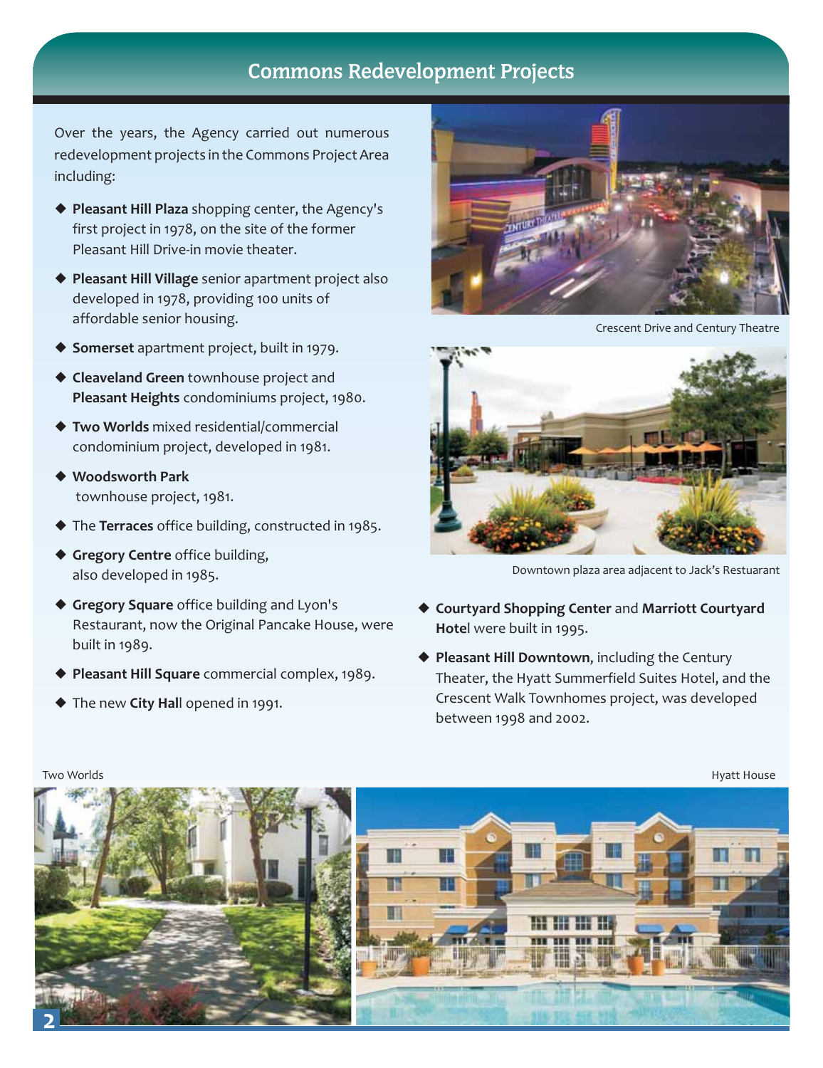## Commons Redevelopment Projects

Over the years, the Agency carried out numerous redevelopment projects in the Commons Project Area including:

- **Pleasant Hill Plaza** shopping center, the Agency's first project in 1978, on the site of the former Pleasant Hill Drive-in movie theater.
- **Pleasant Hill Village** senior apartment project also developed in 1978, providing 100 units of affordable senior housing.
- **Somerset** apartment project, built in 1979.
- **Cleaveland Green** townhouse project and **Pleasant Heights** condominiums project, 1980.
- **Two Worlds** mixed residential/commercial condominium project, developed in 1981.
- **Woodsworth Park** townhouse project, 1981.
- The **Terraces** office building, constructed in 1985.
- **Gregory Centre** office building, also developed in 1985.
- **Gregory Square** office building and Lyon's Restaurant, now the Original Pancake House, were built in 1989.
- **Pleasant Hill Square** commercial complex, 1989.
- The new **City Hal**l opened in 1991.
- **Courtyard Shopping Center** and **Marriott Courtyard Hote**l were built in 1995.
- **Pleasant Hill Downtown**, including the Century Theater, the Hyatt Summerfield Suites Hotel, and the Crescent Walk Townhomes project, was developed between 1998 and 2002.

Crescent Drive and Century Theatre

Downtown plaza area adjacent to Jack's Restuarant

Two Worlds

Hyatt House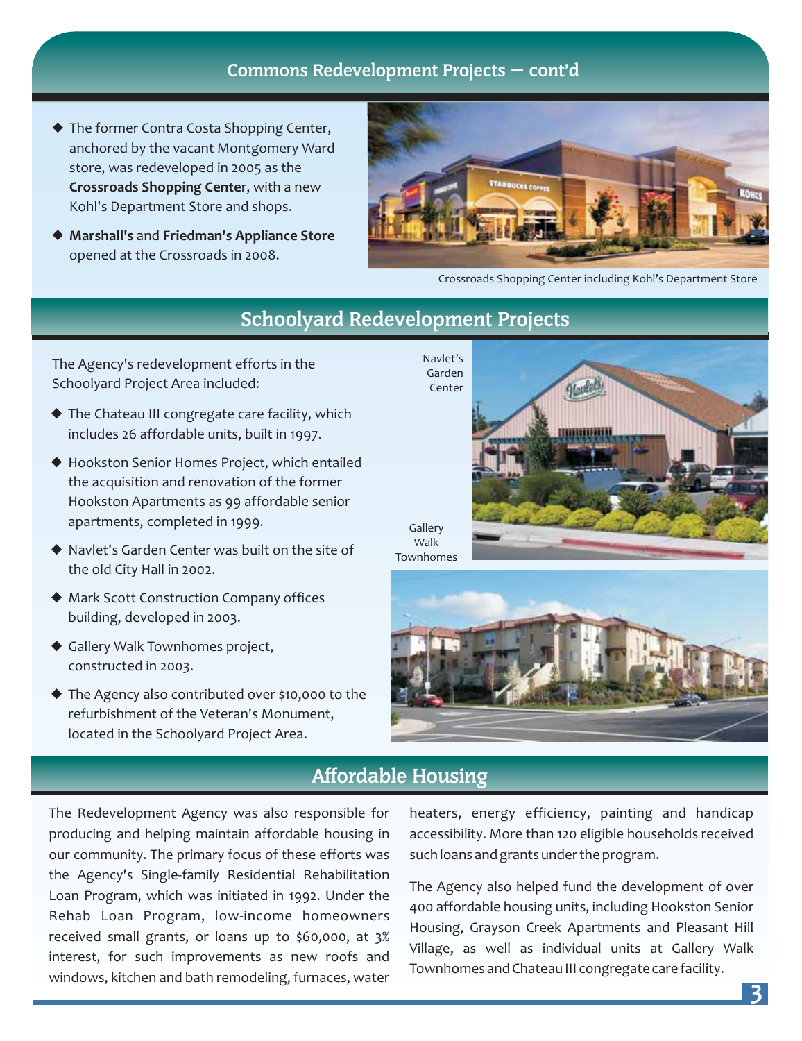## Commons Redevelopment Projects — cont'd

- The former Contra Costa Shopping Center, anchored by the vacant Montgomery Ward store, was redeveloped in 2005 as the **Crossroads Shopping Cente**r, with a new Kohl's Department Store and shops.
- **Marshall's** and **Friedman's Appliance Store** opened at the Crossroads in 2008.

Crossroads Shopping Center including Kohl's Department Store

## Schoolyard Redevelopment Projects

The Agency's redevelopment efforts in the Schoolyard Project Area included:

- The Chateau III congregate care facility, which includes 26 affordable units, built in 1997.
- Hookston Senior Homes Project, which entailed the acquisition and renovation of the former Hookston Apartments as 99 affordable senior apartments, completed in 1999.
- Navlet's Garden Center was built on the site of the old City Hall in 2002.
- Mark Scott Construction Company offices building, developed in 2003.
- Gallery Walk Townhomes project, constructed in 2003.
- The Agency also contributed over $10,000 to the refurbishment of the Veteran's Monument, located in the Schoolyard Project Area.

Navlet's Garden Center

Gallery Walk Townhomes

## Affordable Housing

The Redevelopment Agency was also responsible for producing and helping maintain affordable housing in our community. The primary focus of these efforts was the Agency's Single-family Residential Rehabilitation Loan Program, which was initiated in 1992. Under the Rehab Loan Program, low-income homeowners received small grants, or loans up to $60,000, at 3% interest, for such improvements as new roofs and windows, kitchen and bath remodeling, furnaces, water heaters, energy efficiency, painting and handicap accessibility. More than 120 eligible households received such loans and grants under the program.

The Agency also helped fund the development of over 400 affordable housing units, including Hookston Senior Housing, Grayson Creek Apartments and Pleasant Hill Village, as well as individual units at Gallery Walk Townhomes and Chateau III congregate care facility.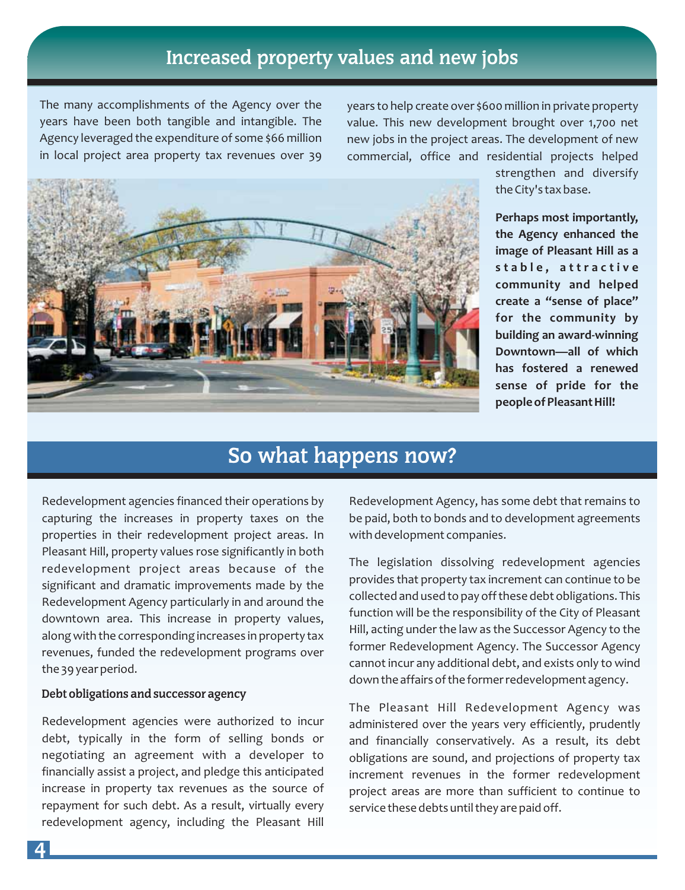## Increased property values and new jobs

The many accomplishments of the Agency over the years have been both tangible and intangible. The Agency leveraged the expenditure of some $66 million in local project area property tax revenues over 39 years to help create over $600 million in private property value. This new development brought over 1,700 net new jobs in the project areas. The development of new commercial, office and residential projects helped strengthen and diversify the City's tax base.

**Perhaps most importantly, the Agency enhanced the image of Pleasant Hill as a stable, attractive community and helped create a "sense of place" for the community by building an award-winning Downtown—all of which has fostered a renewed sense of pride for the people of Pleasant Hill!**

## So what happens now?

Redevelopment agencies financed their operations by capturing the increases in property taxes on the properties in their redevelopment project areas. In Pleasant Hill, property values rose significantly in both redevelopment project areas because of the significant and dramatic improvements made by the Redevelopment Agency particularly in and around the downtown area. This increase in property values, along with the corresponding increases in property tax revenues, funded the redevelopment programs over the 39 year period.

### Debt obligations and successor agency

Redevelopment agencies were authorized to incur debt, typically in the form of selling bonds or negotiating an agreement with a developer to financially assist a project, and pledge this anticipated increase in property tax revenues as the source of repayment for such debt. As a result, virtually every redevelopment agency, including the Pleasant Hill Redevelopment Agency, has some debt that remains to be paid, both to bonds and to development agreements with development companies.

The legislation dissolving redevelopment agencies provides that property tax increment can continue to be collected and used to pay off these debt obligations. This function will be the responsibility of the City of Pleasant Hill, acting under the law as the Successor Agency to the former Redevelopment Agency. The Successor Agency cannot incur any additional debt, and exists only to wind down the affairs of the former redevelopment agency.

The Pleasant Hill Redevelopment Agency was administered over the years very efficiently, prudently and financially conservatively. As a result, its debt obligations are sound, and projections of property tax increment revenues in the former redevelopment project areas are more than sufficient to continue to service these debts until they are paid off.